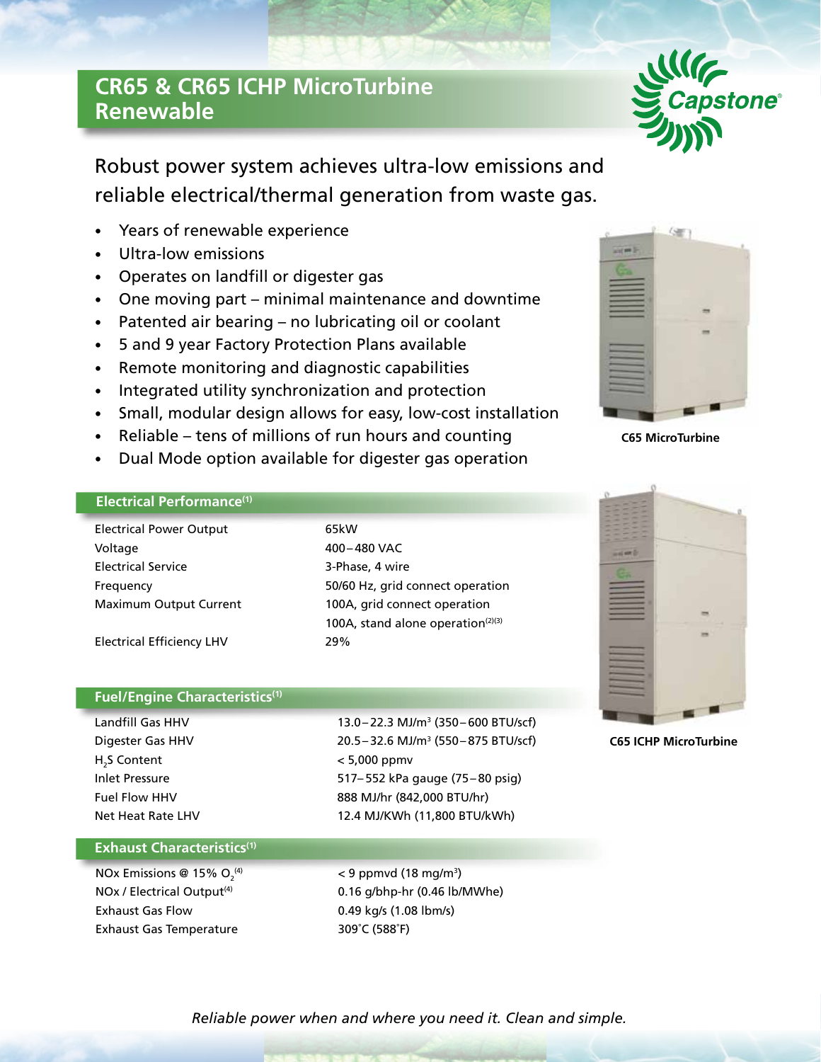# CR65 & CR65 ICHP MicroTurbine Renewable

Robust power system achieves ultra-low emissions and reliable electrical/thermal generation from waste gas.

- Years of renewable experience
- Ultra-low emissions
- Operates on landfill or digester gas
- One moving part – minimal maintenance and downtime
- Patented air bearing – no lubricating oil or coolant
- 5 and 9 year Factory Protection Plans available
- Remote monitoring and diagnostic capabilities
- Integrated utility synchronization and protection
- Small, modular design allows for easy, low-cost installation
- Reliable – tens of millions of run hours and counting
- Dual Mode option available for digester gas operation

C65 MicroTurbine

C65 ICHP MicroTurbine

## Electrical Performance[1]

| | |
|---|---|
| Electrical Power Output | 65kW |
| Voltage | 400–480 VAC |
| Electrical Service | 3-Phase, 4 wire |
| Frequency | 50/60 Hz, grid connect operation |
| Maximum Output Current | 100A, grid connect operation<br>100A, stand alone operation[2][3] |
| Electrical Efficiency LHV | 29% |

## Fuel/Engine Characteristics[1]

| | |
|---|---|
| Landfill Gas HHV | 13.0–22.3 MJ/m$^3$ (350–600 BTU/scf) |
| Digester Gas HHV | 20.5–32.6 MJ/m$^3$ (550–875 BTU/scf) |
| $H_2S$ Content | < 5,000 ppmv |
| Inlet Pressure | 517–552 kPa gauge (75–80 psig) |
| Fuel Flow HHV | 888 MJ/hr (842,000 BTU/hr) |
| Net Heat Rate LHV | 12.4 MJ/KWh (11,800 BTU/kWh) |

## Exhaust Characteristics[1]

| | |
|---|---|
| NOx Emissions @ 15% $O_2$[4] | < 9 ppmvd (18 mg/m$^3$) |
| NOx / Electrical Output[4] | 0.16 g/bhp-hr (0.46 lb/MWhe) |
| Exhaust Gas Flow | 0.49 kg/s (1.08 lbm/s) |
| Exhaust Gas Temperature | 309˚C (588˚F) |

*Reliable power when and where you need it. Clean and simple.*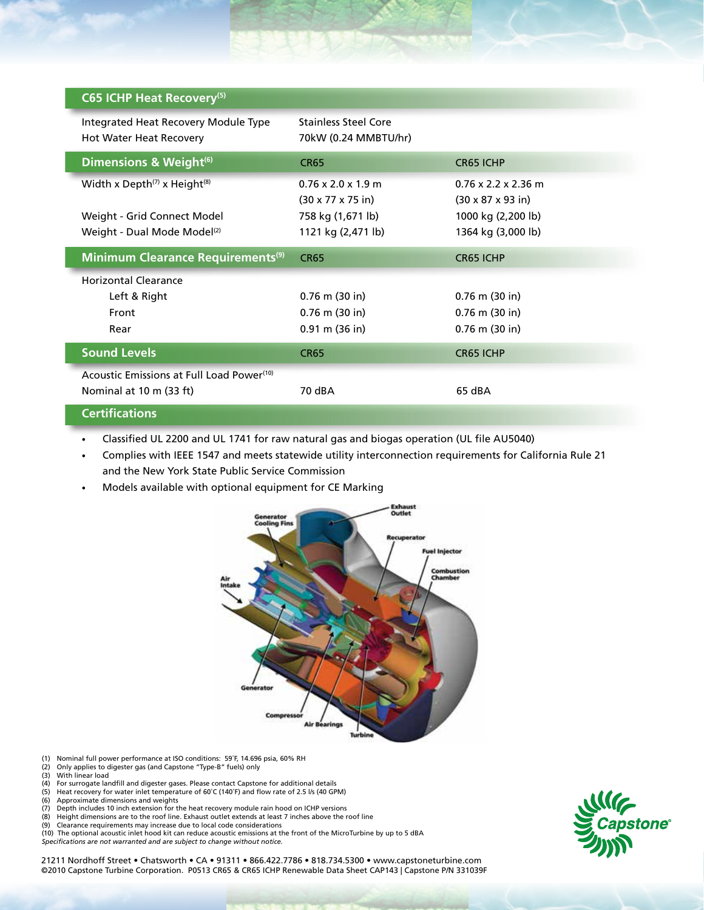## C65 ICHP Heat Recovery[5]

| | |
|---|---|
| Integrated Heat Recovery Module Type | Stainless Steel Core |
| Hot Water Heat Recovery | 70kW (0.24 MMBTU/hr) |

| Dimensions & Weight[6] | CR65 | CR65 ICHP |
|---|---|---|
| Width x Depth[7] x Height[8] | 0.76 x 2.0 x 1.9 m (30 x 77 x 75 in) | 0.76 x 2.2 x 2.36 m (30 x 87 x 93 in) |
| Weight - Grid Connect Model | 758 kg (1,671 lb) | 1000 kg (2,200 lb) |
| Weight - Dual Mode Model[2] | 1121 kg (2,471 lb) | 1364 kg (3,000 lb) |

| Minimum Clearance Requirements[9] | CR65 | CR65 ICHP |
|---|---|---|
| Horizontal Clearance | | |
| Left & Right | 0.76 m (30 in) | 0.76 m (30 in) |
| Front | 0.76 m (30 in) | 0.76 m (30 in) |
| Rear | 0.91 m (36 in) | 0.76 m (30 in) |

| Sound Levels | CR65 | CR65 ICHP |
|---|---|---|
| Acoustic Emissions at Full Load Power[10] | | |
| Nominal at 10 m (33 ft) | 70 dBA | 65 dBA |

## Certifications

- Classified UL 2200 and UL 1741 for raw natural gas and biogas operation (UL file AU5040)
- Complies with IEEE 1547 and meets statewide utility interconnection requirements for California Rule 21 and the New York State Public Service Commission
- Models available with optional equipment for CE Marking

Generator Cooling Fins

Exhaust Outlet

Recuperator

Fuel Injector

Combustion Chamber

Air Intake

Generator

Compressor

Air Bearings

Turbine

(1) Nominal full power performance at ISO conditions: 59˚F, 14.696 psia, 60% RH
(2) Only applies to digester gas (and Capstone "Type-B" fuels) only
(3) With linear load
(4) For surrogate landfill and digester gases. Please contact Capstone for additional details
(5) Heat recovery for water inlet temperature of 60˚C (140˚F) and flow rate of 2.5 l/s (40 GPM)
(6) Approximate dimensions and weights
(7) Depth includes 10 inch extension for the heat recovery module rain hood on ICHP versions
(8) Height dimensions are to the roof line. Exhaust outlet extends at least 7 inches above the roof line
(9) Clearance requirements may increase due to local code considerations
(10) The optional acoustic inlet hood kit can reduce acoustic emissions at the front of the MicroTurbine by up to 5 dBA

*Specifications are not warranted and are subject to change without notice.*

Capstone®

21211 Nordhoff Street • Chatsworth • CA • 91311 • 866.422.7786 • 818.734.5300 • www.capstoneturbine.com
©2010 Capstone Turbine Corporation. P0513 CR65 & CR65 ICHP Renewable Data Sheet CAP143 | Capstone P/N 331039F